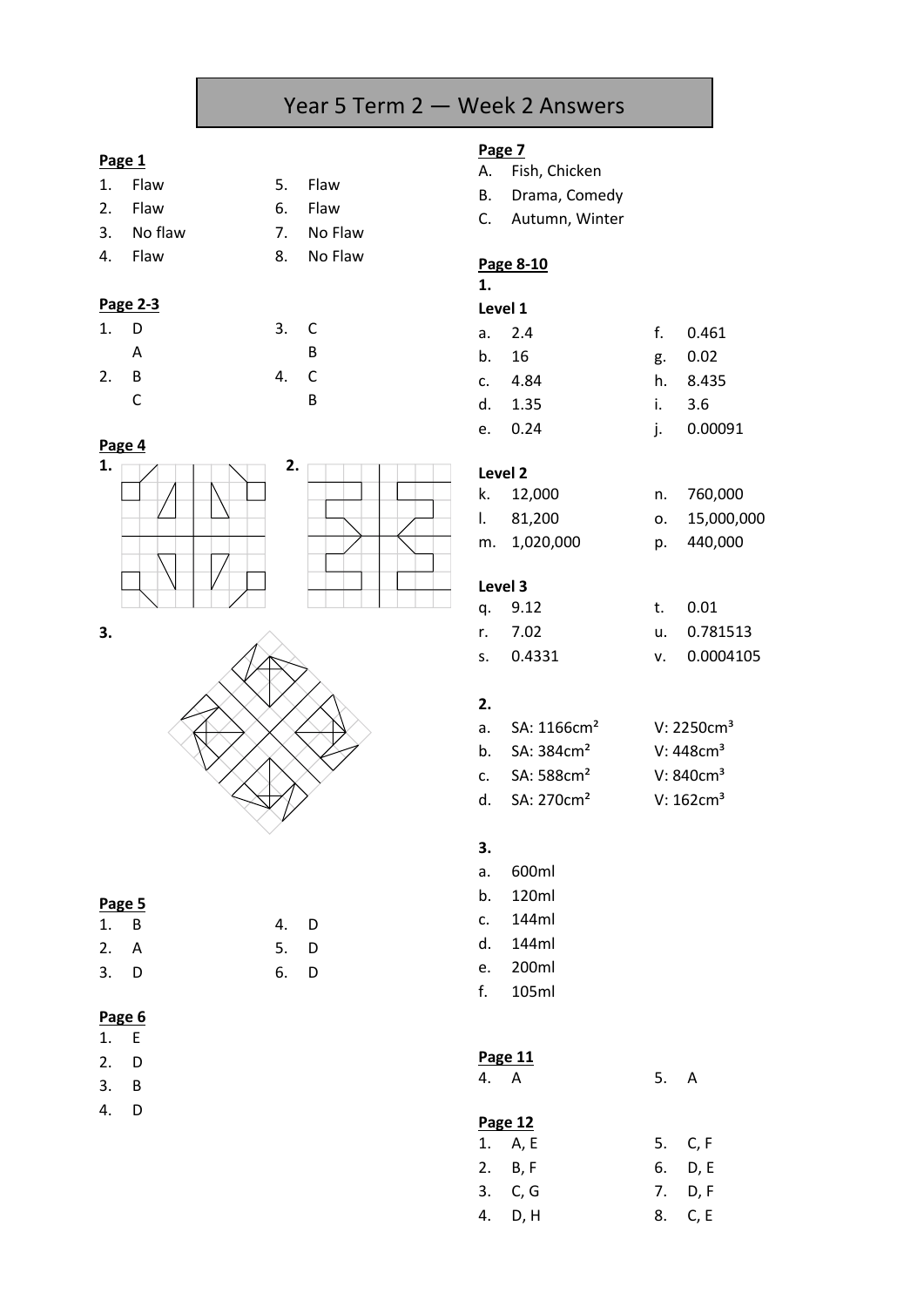# Year 5 Term 2 — Week 2 Answers

**Page 1**

1. Flaw
2. Flaw
3. No flaw
4. Flaw
5. Flaw
6. Flaw
7. No Flaw
8. No Flaw

**Page 2-3**

1. D
   A
2. B
   C
3. C
   B
4. C
   B

**Page 4**

1.

2.

3.

**Page 5**

1. B
2. A
3. D
4. D
5. D
6. D

**Page 6**

1. E
2. D
3. B
4. D

**Page 7**

A. Fish, Chicken
B. Drama, Comedy
C. Autumn, Winter

**Page 8-10**

**1.**

**Level 1**

a. 2.4
b. 16
c. 4.84
d. 1.35
e. 0.24
f. 0.461
g. 0.02
h. 8.435
i. 3.6
j. 0.00091

**Level 2**

k. 12,000
l. 81,200
m. 1,020,000
n. 760,000
o. 15,000,000
p. 440,000

**Level 3**

q. 9.12
r. 7.02
s. 0.4331
t. 0.01
u. 0.781513
v. 0.0004105

**2.**

a. SA: 1166cm² V: 2250cm³
b. SA: 384cm² V: 448cm³
c. SA: 588cm² V: 840cm³
d. SA: 270cm² V: 162cm³

**3.**

a. 600ml
b. 120ml
c. 144ml
d. 144ml
e. 200ml
f. 105ml

**Page 11**

4. A
5. A

**Page 12**

1. A, E
2. B, F
3. C, G
4. D, H
5. C, F
6. D, E
7. D, F
8. C, E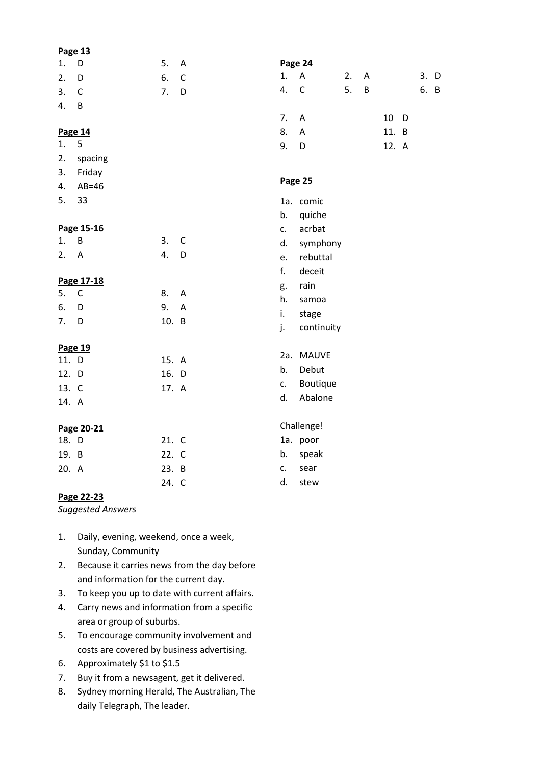**Page 13**

1. D
2. D
3. C
4. B
5. A
6. C
7. D

**Page 14**

1. 5
2. spacing
3. Friday
4. AB=46
5. 33

**Page 15-16**

1. B
2. A
3. C
4. D

**Page 17-18**

5. C
6. D
7. D
8. A
9. A
10. B

**Page 19**

11. D
12. D
13. C
14. A
15. A
16. D
17. A

**Page 20-21**

18. D
19. B
20. A
21. C
22. C
23. B
24. C

**Page 22-23**

*Suggested Answers*

1. Daily, evening, weekend, once a week, Sunday, Community
2. Because it carries news from the day before and information for the current day.
3. To keep you up to date with current affairs.
4. Carry news and information from a specific area or group of suburbs.
5. To encourage community involvement and costs are covered by business advertising.
6. Approximately $1 to $1.5
7. Buy it from a newsagent, get it delivered.
8. Sydney morning Herald, The Australian, The daily Telegraph, The leader.

**Page 24**

1. A
2. A
3. D
4. C
5. B
6. B
7. A
8. A
9. D
10. D
11. B
12. A

**Page 25**

1a. comic
b. quiche
c. acrbat
d. symphony
e. rebuttal
f. deceit
g. rain
h. samoa
i. stage
j. continuity

2a. MAUVE
b. Debut
c. Boutique
d. Abalone

Challenge!

1a. poor
b. speak
c. sear
d. stew